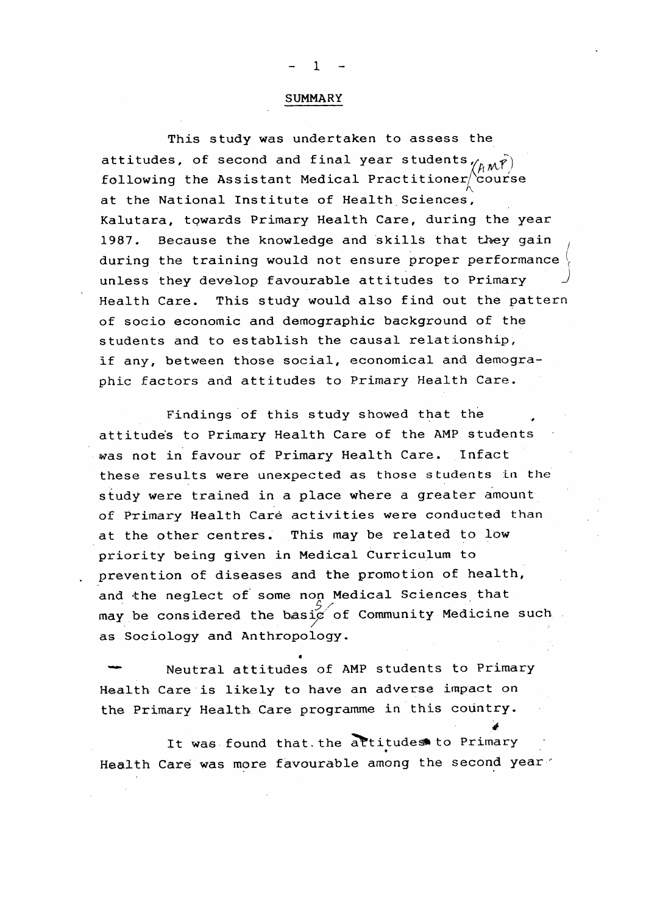## SUMMARY

This study was undertaken to assess the attitudes, of second and final year students (AMP) following the Assistant Medical Practitioner course at the National Institute of Health Sciences, Kalutara, towards Primary Health Care, during the year 1987. Because the knowledge and skills that they gain during the training would not ensure proper performance unless they develop favourable attitudes to Primary Health Care. This study would also find out the pattern of socio economic and demographic background of the students and to establish the causal relationship, if any, between those social, economical and demographic factors and attitudes to Primary Health Care.

Findings of this study showed that the attitudes to Primary Health Care of the AMP students was not in favour of Primary Health Care. Infact these results were unexpected as those students in the study were trained in a place where a greater amount of Primary Health Care activities were conducted than at the other centres. This may be related to low priority being given in Medical Curriculum to prevention of diseases and the promotion of health, and the neglect of some non Medical Sciences that may be considered the basis of Community Medicine such as Sociology and Anthropology.

Neutral attitudes of AMP students to Primary Health Care is likely to have an adverse impact on the Primary Health Care programme in this country.

It was found that the attitudes to Primary Health Care was more favourable among the second year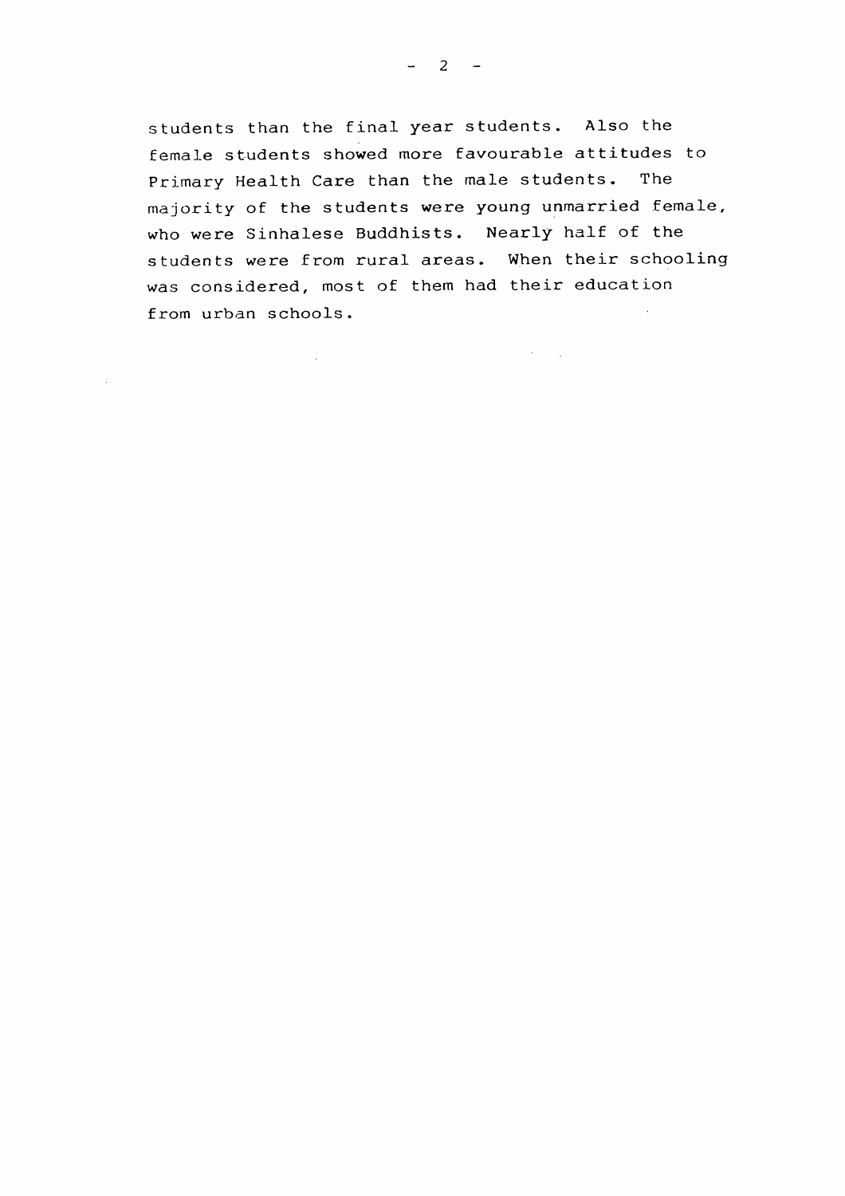students than the final year students. Also the female students showed more favourable attitudes to Primary Health Care than the male students. The majority of the students were young unmarried female, who were Sinhalese Buddhists. Nearly half of the students were from rural areas. When their schooling was considered, most of them had their education from urban schools.